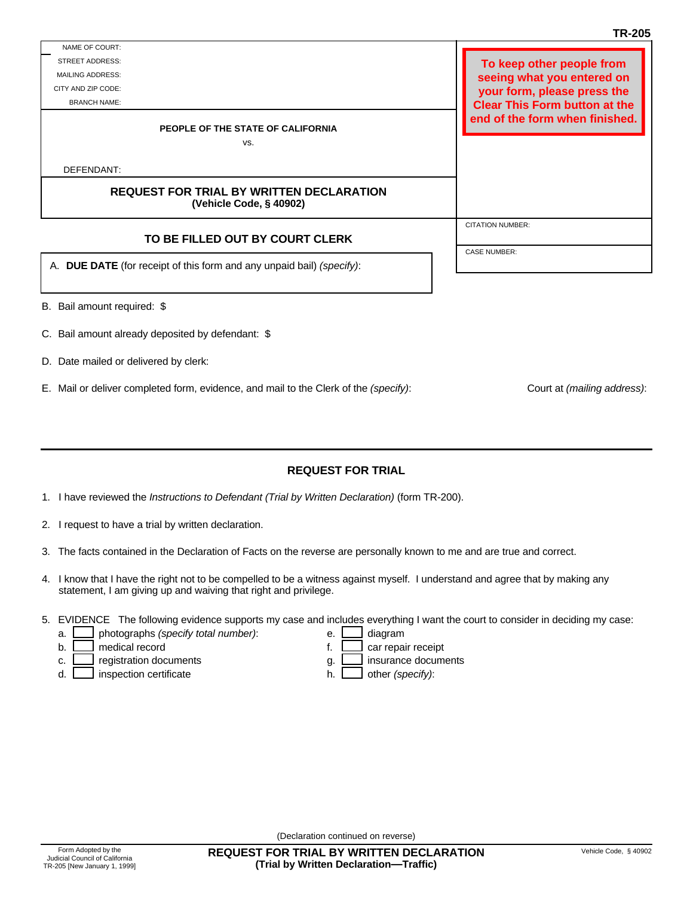TR-205

NAME OF COURT:
STREET ADDRESS:
MAILING ADDRESS:
CITY AND ZIP CODE:
BRANCH NAME:

**To keep other people from seeing what you entered on your form, please press the Clear This Form button at the end of the form when finished.**

**PEOPLE OF THE STATE OF CALIFORNIA**

vs.

DEFENDANT:

**REQUEST FOR TRIAL BY WRITTEN DECLARATION**
**(Vehicle Code, § 40902)**

CITATION NUMBER:

CASE NUMBER:

## TO BE FILLED OUT BY COURT CLERK

A. **DUE DATE** (for receipt of this form and any unpaid bail) *(specify)*:

B. Bail amount required: $

C. Bail amount already deposited by defendant: $

D. Date mailed or delivered by clerk:

E. Mail or deliver completed form, evidence, and mail to the Clerk of the *(specify)*: Court at *(mailing address)*:

---

## REQUEST FOR TRIAL

1. I have reviewed the *Instructions to Defendant (Trial by Written Declaration)* (form TR-200).

2. I request to have a trial by written declaration.

3. The facts contained in the Declaration of Facts on the reverse are personally known to me and are true and correct.

4. I know that I have the right not to be compelled to be a witness against myself. I understand and agree that by making any statement, I am giving up and waiving that right and privilege.

5. EVIDENCE The following evidence supports my case and includes everything I want the court to consider in deciding my case:
   a. ☐ photographs *(specify total number)*:
   b. ☐ medical record
   c. ☐ registration documents
   d. ☐ inspection certificate
   e. ☐ diagram
   f. ☐ car repair receipt
   g. ☐ insurance documents
   h. ☐ other *(specify)*:

(Declaration continued on reverse)

Form Adopted by the Judicial Council of California
TR-205 [New January 1, 1999]

**REQUEST FOR TRIAL BY WRITTEN DECLARATION**
**(Trial by Written Declaration—Traffic)**

Vehicle Code, § 40902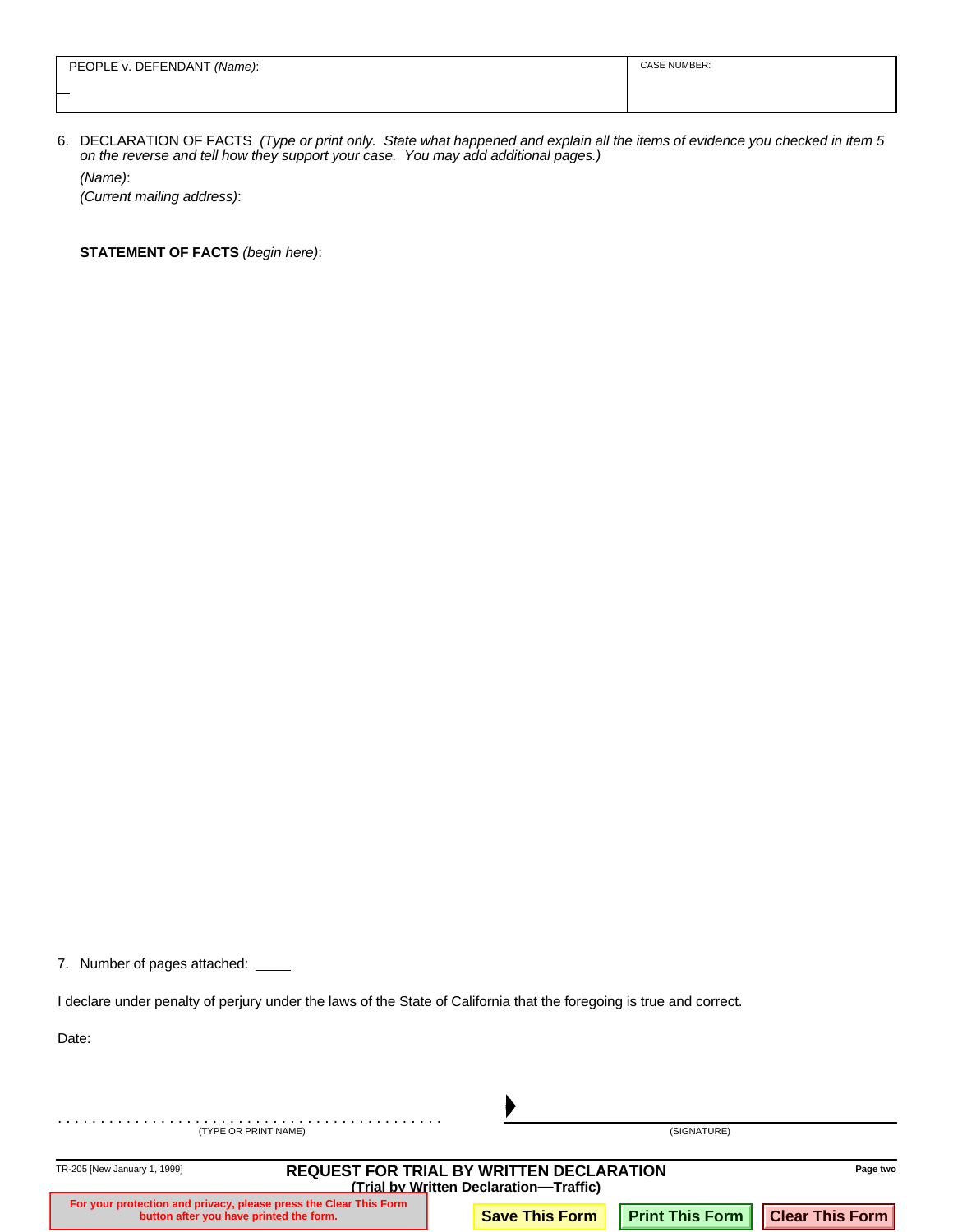| PEOPLE v. DEFENDANT *(Name)*: | CASE NUMBER: |
| --- | --- |
| | |

6. DECLARATION OF FACTS *(Type or print only. State what happened and explain all the items of evidence you checked in item 5 on the reverse and tell how they support your case. You may add additional pages.)*

*(Name)*:

*(Current mailing address)*:

**STATEMENT OF FACTS** *(begin here)*:

7. Number of pages attached: \_\_\_\_\_

I declare under penalty of perjury under the laws of the State of California that the foregoing is true and correct.

Date:

. . . . . . . . . . . . . . . . . . . . . . . . . . . . . . . . . . . . . . . . . . . . .
(TYPE OR PRINT NAME)

\_\_\_\_\_\_\_\_\_\_\_\_\_\_\_\_\_\_\_\_\_\_\_\_\_\_\_\_\_\_\_\_\_\_\_\_\_\_\_\_
(SIGNATURE)

TR-205 [New January 1, 1999]

**REQUEST FOR TRIAL BY WRITTEN DECLARATION**
**(Trial by Written Declaration—Traffic)**

**For your protection and privacy, please press the Clear This Form button after you have printed the form.**

**Save This Form** **Print This Form** **Clear This Form**